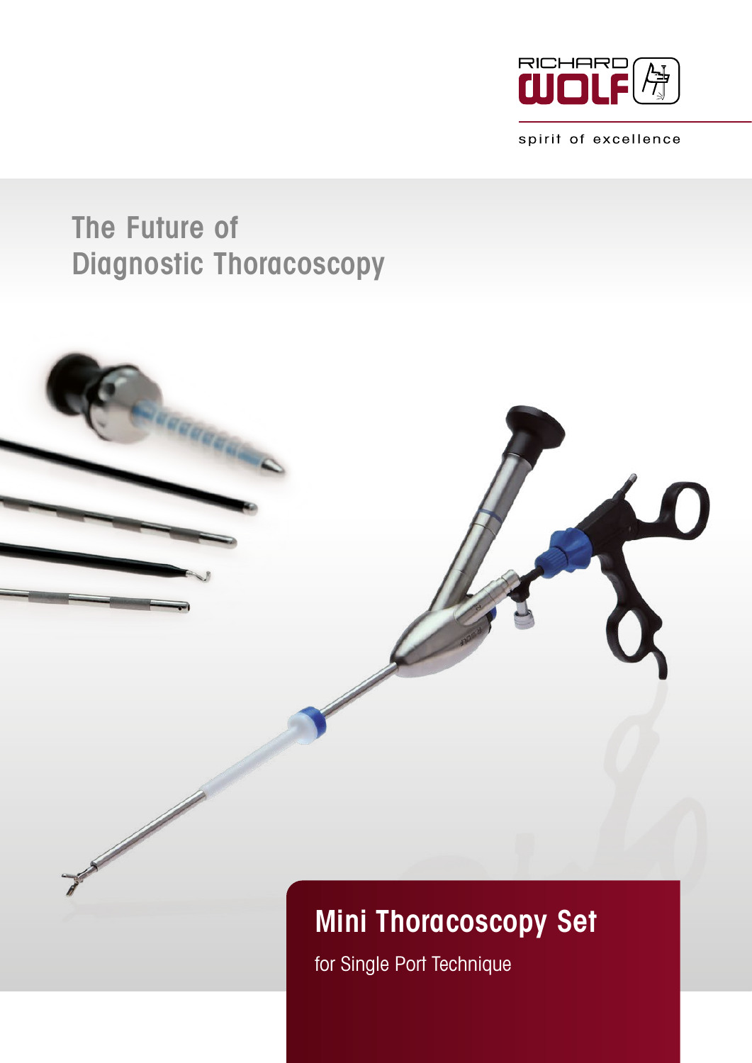RICHARD WOLF

spirit of excellence

# The Future of Diagnostic Thoracoscopy

## Mini Thoracoscopy Set

for Single Port Technique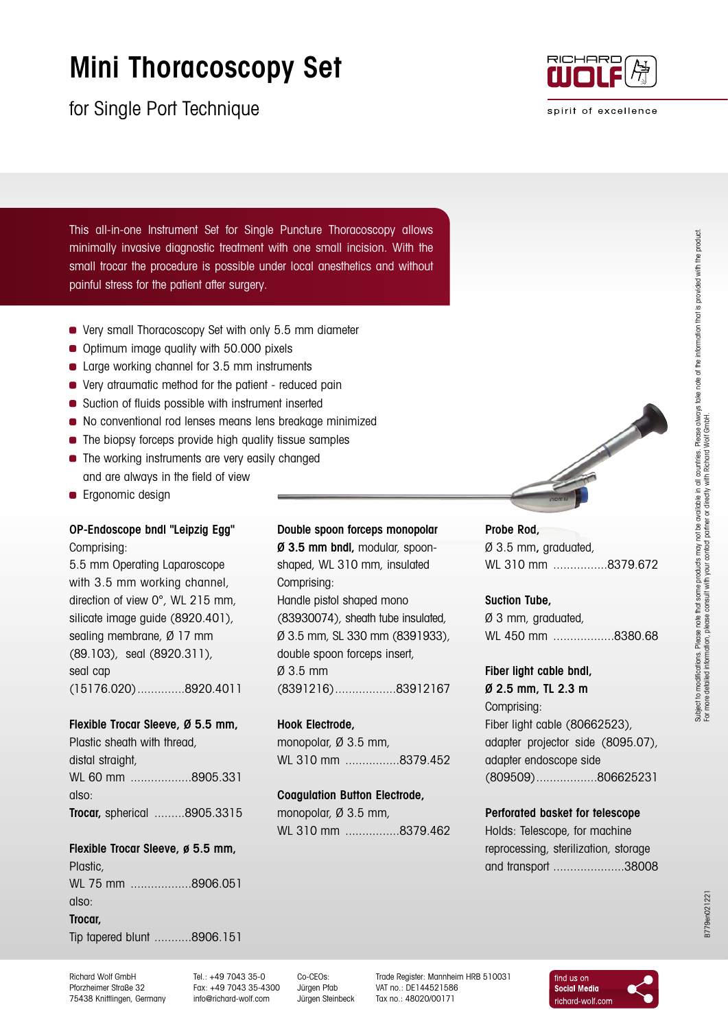# Mini Thoracoscopy Set

## for Single Port Technique

This all-in-one Instrument Set for Single Puncture Thoracoscopy allows minimally invasive diagnostic treatment with one small incision. With the small trocar the procedure is possible under local anesthetics and without painful stress for the patient after surgery.

- Very small Thoracoscopy Set with only 5.5 mm diameter
- Optimum image quality with 50.000 pixels
- Large working channel for 3.5 mm instruments
- Very atraumatic method for the patient - reduced pain
- Suction of fluids possible with instrument inserted
- No conventional rod lenses means lens breakage minimized
- The biopsy forceps provide high quality tissue samples
- The working instruments are very easily changed and are always in the field of view
- Ergonomic design

**OP-Endoscope bndl "Leipzig Egg"**
Comprising:
5.5 mm Operating Laparoscope with 3.5 mm working channel, direction of view 0°, WL 215 mm, silicate image guide (8920.401), sealing membrane, Ø 17 mm (89.103), seal (8920.311), seal cap (15176.020)..............8920.4011

**Flexible Trocar Sleeve, Ø 5.5 mm,**
Plastic sheath with thread, distal straight,
WL 60 mm ..................8905.331
also:
**Trocar,** spherical .........8905.3315

**Flexible Trocar Sleeve, ø 5.5 mm,**
Plastic,
WL 75 mm ..................8906.051
also:
**Trocar,**
Tip tapered blunt ...........8906.151

**Double spoon forceps monopolar Ø 3.5 mm bndl,** modular, spoon-shaped, WL 310 mm, insulated
Comprising:
Handle pistol shaped mono (83930074), sheath tube insulated, Ø 3.5 mm, SL 330 mm (8391933), double spoon forceps insert, Ø 3.5 mm (8391216)..................83912167

**Hook Electrode,**
monopolar, Ø 3.5 mm,
WL 310 mm ................8379.452

**Coagulation Button Electrode,**
monopolar, Ø 3.5 mm,
WL 310 mm ................8379.462

**Probe Rod,**
Ø 3.5 mm, graduated,
WL 310 mm ................8379.672

**Suction Tube,**
Ø 3 mm, graduated,
WL 450 mm ..................8380.68

**Fiber light cable bndl, Ø 2.5 mm, TL 2.3 m**
Comprising:
Fiber light cable (80662523), adapter projector side (8095.07), adapter endoscope side (809509)..................806625231

**Perforated basket for telescope**
Holds: Telescope, for machine reprocessing, sterilization, storage and transport .....................38008

Subject to modifications. Please note that some products may not be available in all countries. Please always take note of the information that is provided with the product. For more detailed information, please consult with your contact partner or directly with Richard Wolf GmbH.

B779en021221

Richard Wolf GmbH
Pforzheimer Straße 32
75438 Knittlingen, Germany

Tel.: +49 7043 35-0
Fax: +49 7043 35-4300
info@richard-wolf.com

Co-CEOs:
Jürgen Pfab
Jürgen Steinbeck

Trade Register: Mannheim HRB 510031
VAT no.: DE144521586
Tax no.: 48020/00171

find us on
Social Media
richard-wolf.com